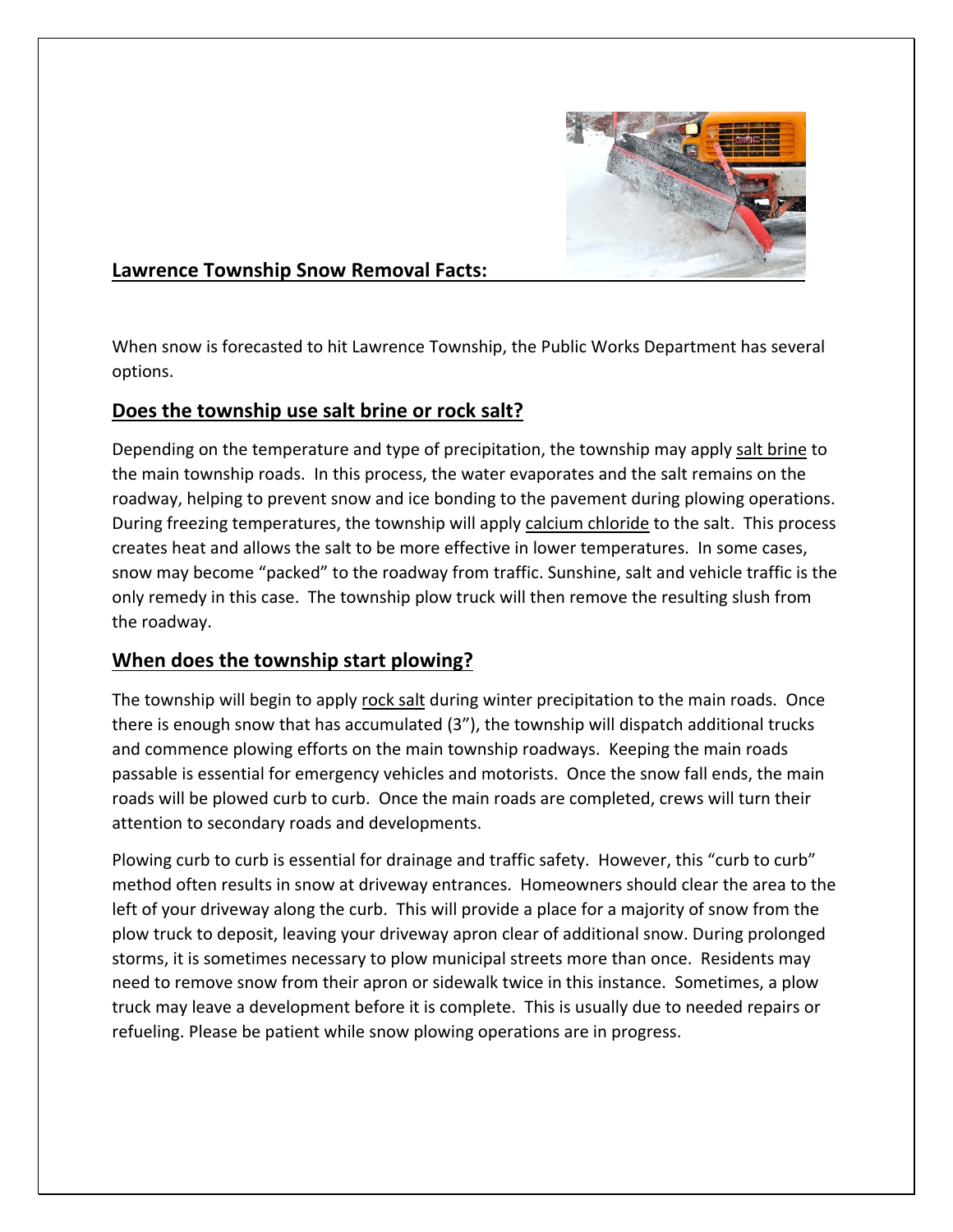## Lawrence Township Snow Removal Facts:

When snow is forecasted to hit Lawrence Township, the Public Works Department has several options.

## Does the township use salt brine or rock salt?

Depending on the temperature and type of precipitation, the township may apply salt brine to the main township roads. In this process, the water evaporates and the salt remains on the roadway, helping to prevent snow and ice bonding to the pavement during plowing operations. During freezing temperatures, the township will apply calcium chloride to the salt. This process creates heat and allows the salt to be more effective in lower temperatures. In some cases, snow may become "packed" to the roadway from traffic. Sunshine, salt and vehicle traffic is the only remedy in this case. The township plow truck will then remove the resulting slush from the roadway.

## When does the township start plowing?

The township will begin to apply rock salt during winter precipitation to the main roads. Once there is enough snow that has accumulated (3"), the township will dispatch additional trucks and commence plowing efforts on the main township roadways. Keeping the main roads passable is essential for emergency vehicles and motorists. Once the snow fall ends, the main roads will be plowed curb to curb. Once the main roads are completed, crews will turn their attention to secondary roads and developments.

Plowing curb to curb is essential for drainage and traffic safety. However, this "curb to curb" method often results in snow at driveway entrances. Homeowners should clear the area to the left of your driveway along the curb. This will provide a place for a majority of snow from the plow truck to deposit, leaving your driveway apron clear of additional snow. During prolonged storms, it is sometimes necessary to plow municipal streets more than once. Residents may need to remove snow from their apron or sidewalk twice in this instance. Sometimes, a plow truck may leave a development before it is complete. This is usually due to needed repairs or refueling. Please be patient while snow plowing operations are in progress.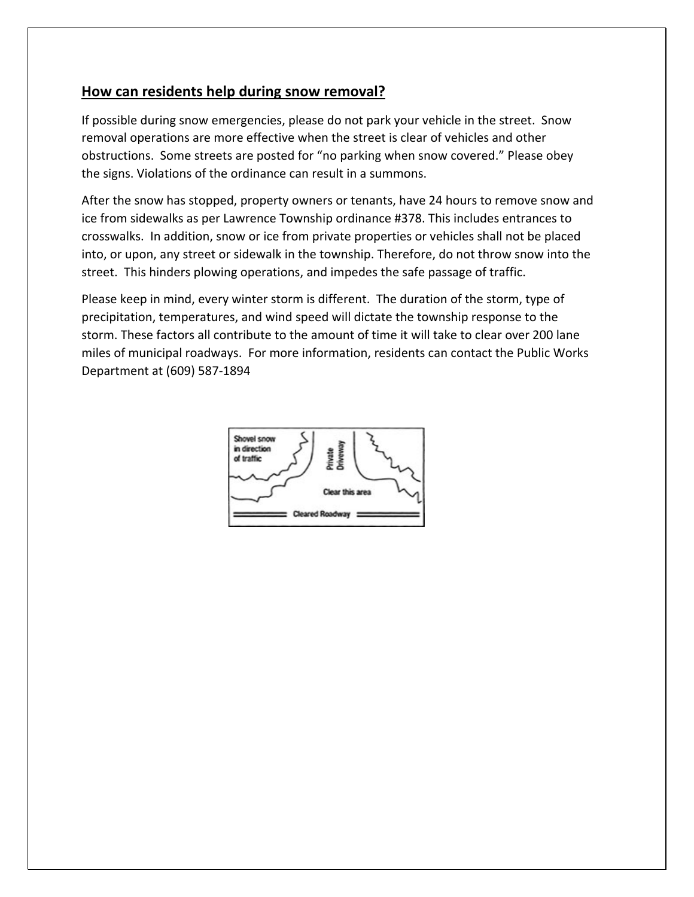## How can residents help during snow removal?

If possible during snow emergencies, please do not park your vehicle in the street. Snow removal operations are more effective when the street is clear of vehicles and other obstructions. Some streets are posted for "no parking when snow covered." Please obey the signs. Violations of the ordinance can result in a summons.

After the snow has stopped, property owners or tenants, have 24 hours to remove snow and ice from sidewalks as per Lawrence Township ordinance #378. This includes entrances to crosswalks. In addition, snow or ice from private properties or vehicles shall not be placed into, or upon, any street or sidewalk in the township. Therefore, do not throw snow into the street. This hinders plowing operations, and impedes the safe passage of traffic.

Please keep in mind, every winter storm is different. The duration of the storm, type of precipitation, temperatures, and wind speed will dictate the township response to the storm. These factors all contribute to the amount of time it will take to clear over 200 lane miles of municipal roadways. For more information, residents can contact the Public Works Department at (609) 587-1894

Shovel snow in direction of traffic

Private Driveway

Clear this area

Cleared Roadway